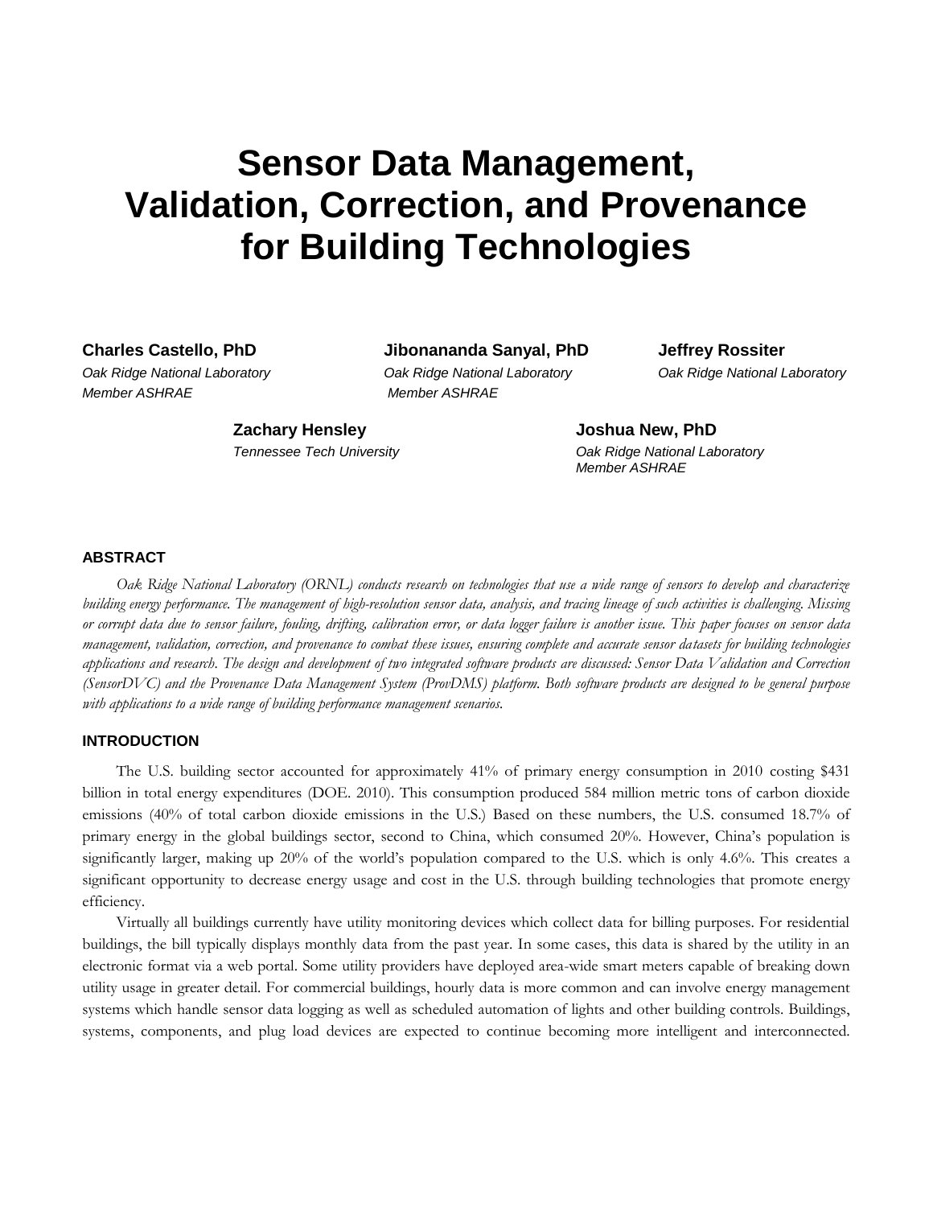# Sensor Data Management, Validation, Correction, and Provenance for Building Technologies

**Charles Castello, PhD**
*Oak Ridge National Laboratory*
*Member ASHRAE*

**Jibonananda Sanyal, PhD**
*Oak Ridge National Laboratory*
*Member ASHRAE*

**Jeffrey Rossiter**
*Oak Ridge National Laboratory*

**Zachary Hensley**
*Tennessee Tech University*

**Joshua New, PhD**
*Oak Ridge National Laboratory*
*Member ASHRAE*

## ABSTRACT

*Oak Ridge National Laboratory (ORNL) conducts research on technologies that use a wide range of sensors to develop and characterize building energy performance. The management of high-resolution sensor data, analysis, and tracing lineage of such activities is challenging. Missing or corrupt data due to sensor failure, fouling, drifting, calibration error, or data logger failure is another issue. This paper focuses on sensor data management, validation, correction, and provenance to combat these issues, ensuring complete and accurate sensor datasets for building technologies applications and research. The design and development of two integrated software products are discussed: Sensor Data Validation and Correction (SensorDVC) and the Provenance Data Management System (ProvDMS) platform. Both software products are designed to be general purpose with applications to a wide range of building performance management scenarios.*

## INTRODUCTION

The U.S. building sector accounted for approximately 41% of primary energy consumption in 2010 costing $431 billion in total energy expenditures (DOE. 2010). This consumption produced 584 million metric tons of carbon dioxide emissions (40% of total carbon dioxide emissions in the U.S.) Based on these numbers, the U.S. consumed 18.7% of primary energy in the global buildings sector, second to China, which consumed 20%. However, China's population is significantly larger, making up 20% of the world's population compared to the U.S. which is only 4.6%. This creates a significant opportunity to decrease energy usage and cost in the U.S. through building technologies that promote energy efficiency.

Virtually all buildings currently have utility monitoring devices which collect data for billing purposes. For residential buildings, the bill typically displays monthly data from the past year. In some cases, this data is shared by the utility in an electronic format via a web portal. Some utility providers have deployed area-wide smart meters capable of breaking down utility usage in greater detail. For commercial buildings, hourly data is more common and can involve energy management systems which handle sensor data logging as well as scheduled automation of lights and other building controls. Buildings, systems, components, and plug load devices are expected to continue becoming more intelligent and interconnected.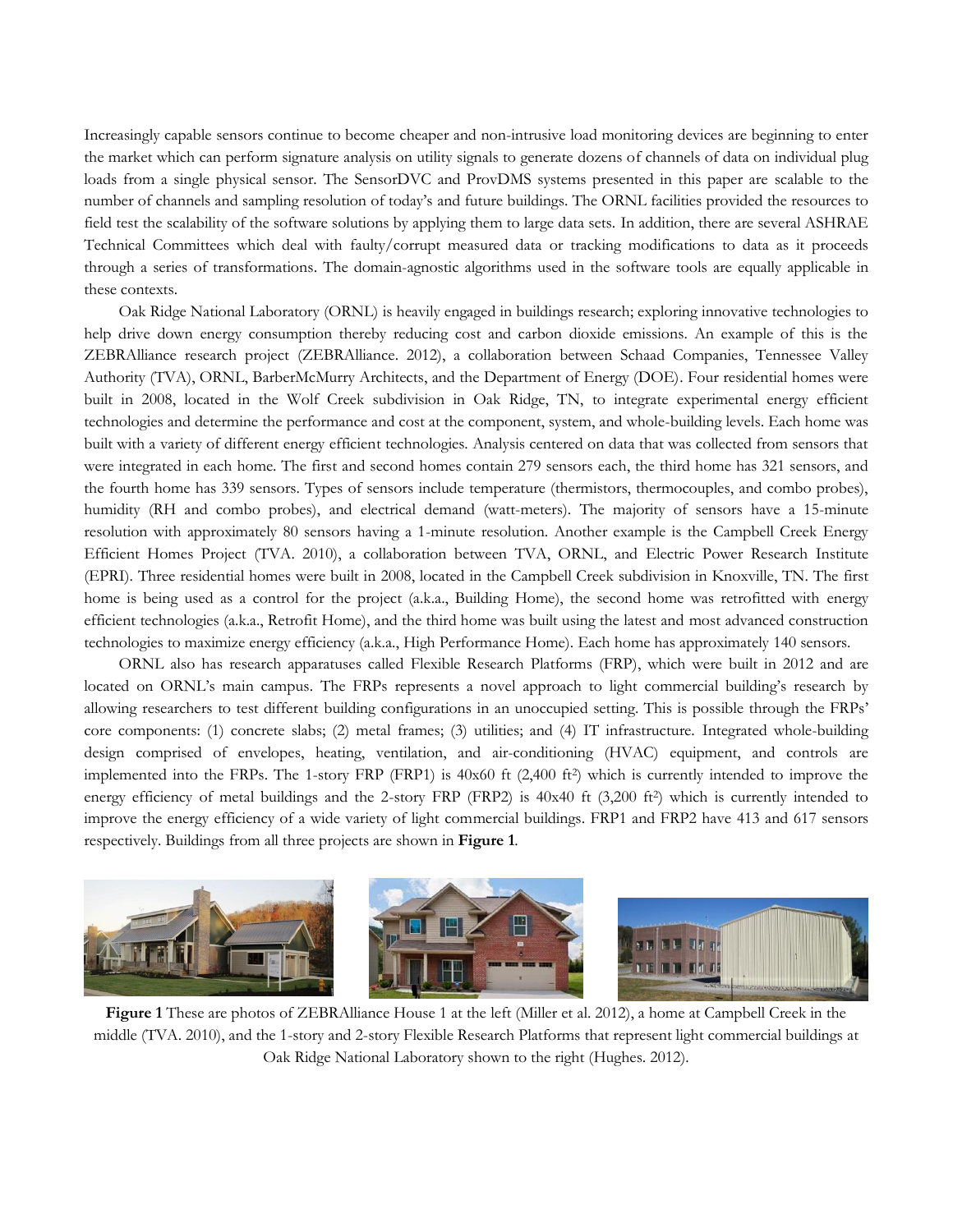Increasingly capable sensors continue to become cheaper and non-intrusive load monitoring devices are beginning to enter the market which can perform signature analysis on utility signals to generate dozens of channels of data on individual plug loads from a single physical sensor. The SensorDVC and ProvDMS systems presented in this paper are scalable to the number of channels and sampling resolution of today's and future buildings. The ORNL facilities provided the resources to field test the scalability of the software solutions by applying them to large data sets. In addition, there are several ASHRAE Technical Committees which deal with faulty/corrupt measured data or tracking modifications to data as it proceeds through a series of transformations. The domain-agnostic algorithms used in the software tools are equally applicable in these contexts.

Oak Ridge National Laboratory (ORNL) is heavily engaged in buildings research; exploring innovative technologies to help drive down energy consumption thereby reducing cost and carbon dioxide emissions. An example of this is the ZEBRAlliance research project (ZEBRAlliance. 2012), a collaboration between Schaad Companies, Tennessee Valley Authority (TVA), ORNL, BarberMcMurry Architects, and the Department of Energy (DOE). Four residential homes were built in 2008, located in the Wolf Creek subdivision in Oak Ridge, TN, to integrate experimental energy efficient technologies and determine the performance and cost at the component, system, and whole-building levels. Each home was built with a variety of different energy efficient technologies. Analysis centered on data that was collected from sensors that were integrated in each home. The first and second homes contain 279 sensors each, the third home has 321 sensors, and the fourth home has 339 sensors. Types of sensors include temperature (thermistors, thermocouples, and combo probes), humidity (RH and combo probes), and electrical demand (watt-meters). The majority of sensors have a 15-minute resolution with approximately 80 sensors having a 1-minute resolution. Another example is the Campbell Creek Energy Efficient Homes Project (TVA. 2010), a collaboration between TVA, ORNL, and Electric Power Research Institute (EPRI). Three residential homes were built in 2008, located in the Campbell Creek subdivision in Knoxville, TN. The first home is being used as a control for the project (a.k.a., Building Home), the second home was retrofitted with energy efficient technologies (a.k.a., Retrofit Home), and the third home was built using the latest and most advanced construction technologies to maximize energy efficiency (a.k.a., High Performance Home). Each home has approximately 140 sensors.

ORNL also has research apparatuses called Flexible Research Platforms (FRP), which were built in 2012 and are located on ORNL's main campus. The FRPs represents a novel approach to light commercial building's research by allowing researchers to test different building configurations in an unoccupied setting. This is possible through the FRPs' core components: (1) concrete slabs; (2) metal frames; (3) utilities; and (4) IT infrastructure. Integrated whole-building design comprised of envelopes, heating, ventilation, and air-conditioning (HVAC) equipment, and controls are implemented into the FRPs. The 1-story FRP (FRP1) is 40x60 ft (2,400 $ft^2$) which is currently intended to improve the energy efficiency of metal buildings and the 2-story FRP (FRP2) is 40x40 ft (3,200 $ft^2$) which is currently intended to improve the energy efficiency of a wide variety of light commercial buildings. FRP1 and FRP2 have 413 and 617 sensors respectively. Buildings from all three projects are shown in **Figure 1**.

**Figure 1** These are photos of ZEBRAlliance House 1 at the left (Miller et al. 2012), a home at Campbell Creek in the middle (TVA. 2010), and the 1-story and 2-story Flexible Research Platforms that represent light commercial buildings at Oak Ridge National Laboratory shown to the right (Hughes. 2012).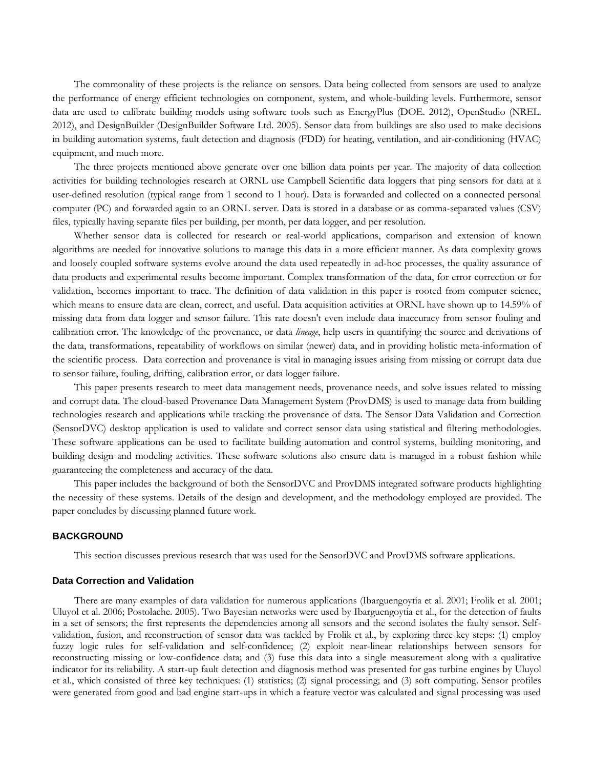The commonality of these projects is the reliance on sensors. Data being collected from sensors are used to analyze the performance of energy efficient technologies on component, system, and whole-building levels. Furthermore, sensor data are used to calibrate building models using software tools such as EnergyPlus (DOE. 2012), OpenStudio (NREL. 2012), and DesignBuilder (DesignBuilder Software Ltd. 2005). Sensor data from buildings are also used to make decisions in building automation systems, fault detection and diagnosis (FDD) for heating, ventilation, and air-conditioning (HVAC) equipment, and much more.

The three projects mentioned above generate over one billion data points per year. The majority of data collection activities for building technologies research at ORNL use Campbell Scientific data loggers that ping sensors for data at a user-defined resolution (typical range from 1 second to 1 hour). Data is forwarded and collected on a connected personal computer (PC) and forwarded again to an ORNL server. Data is stored in a database or as comma-separated values (CSV) files, typically having separate files per building, per month, per data logger, and per resolution.

Whether sensor data is collected for research or real-world applications, comparison and extension of known algorithms are needed for innovative solutions to manage this data in a more efficient manner. As data complexity grows and loosely coupled software systems evolve around the data used repeatedly in ad-hoc processes, the quality assurance of data products and experimental results become important. Complex transformation of the data, for error correction or for validation, becomes important to trace. The definition of data validation in this paper is rooted from computer science, which means to ensure data are clean, correct, and useful. Data acquisition activities at ORNL have shown up to 14.59% of missing data from data logger and sensor failure. This rate doesn't even include data inaccuracy from sensor fouling and calibration error. The knowledge of the provenance, or data *lineage*, help users in quantifying the source and derivations of the data, transformations, repeatability of workflows on similar (newer) data, and in providing holistic meta-information of the scientific process. Data correction and provenance is vital in managing issues arising from missing or corrupt data due to sensor failure, fouling, drifting, calibration error, or data logger failure.

This paper presents research to meet data management needs, provenance needs, and solve issues related to missing and corrupt data. The cloud-based Provenance Data Management System (ProvDMS) is used to manage data from building technologies research and applications while tracking the provenance of data. The Sensor Data Validation and Correction (SensorDVC) desktop application is used to validate and correct sensor data using statistical and filtering methodologies. These software applications can be used to facilitate building automation and control systems, building monitoring, and building design and modeling activities. These software solutions also ensure data is managed in a robust fashion while guaranteeing the completeness and accuracy of the data.

This paper includes the background of both the SensorDVC and ProvDMS integrated software products highlighting the necessity of these systems. Details of the design and development, and the methodology employed are provided. The paper concludes by discussing planned future work.

## BACKGROUND

This section discusses previous research that was used for the SensorDVC and ProvDMS software applications.

### Data Correction and Validation

There are many examples of data validation for numerous applications (Ibarguengoytia et al. 2001; Frolik et al. 2001; Uluyol et al. 2006; Postolache. 2005). Two Bayesian networks were used by Ibarguengoytia et al., for the detection of faults in a set of sensors; the first represents the dependencies among all sensors and the second isolates the faulty sensor. Self-validation, fusion, and reconstruction of sensor data was tackled by Frolik et al., by exploring three key steps: (1) employ fuzzy logic rules for self-validation and self-confidence; (2) exploit near-linear relationships between sensors for reconstructing missing or low-confidence data; and (3) fuse this data into a single measurement along with a qualitative indicator for its reliability. A start-up fault detection and diagnosis method was presented for gas turbine engines by Uluyol et al., which consisted of three key techniques: (1) statistics; (2) signal processing; and (3) soft computing. Sensor profiles were generated from good and bad engine start-ups in which a feature vector was calculated and signal processing was used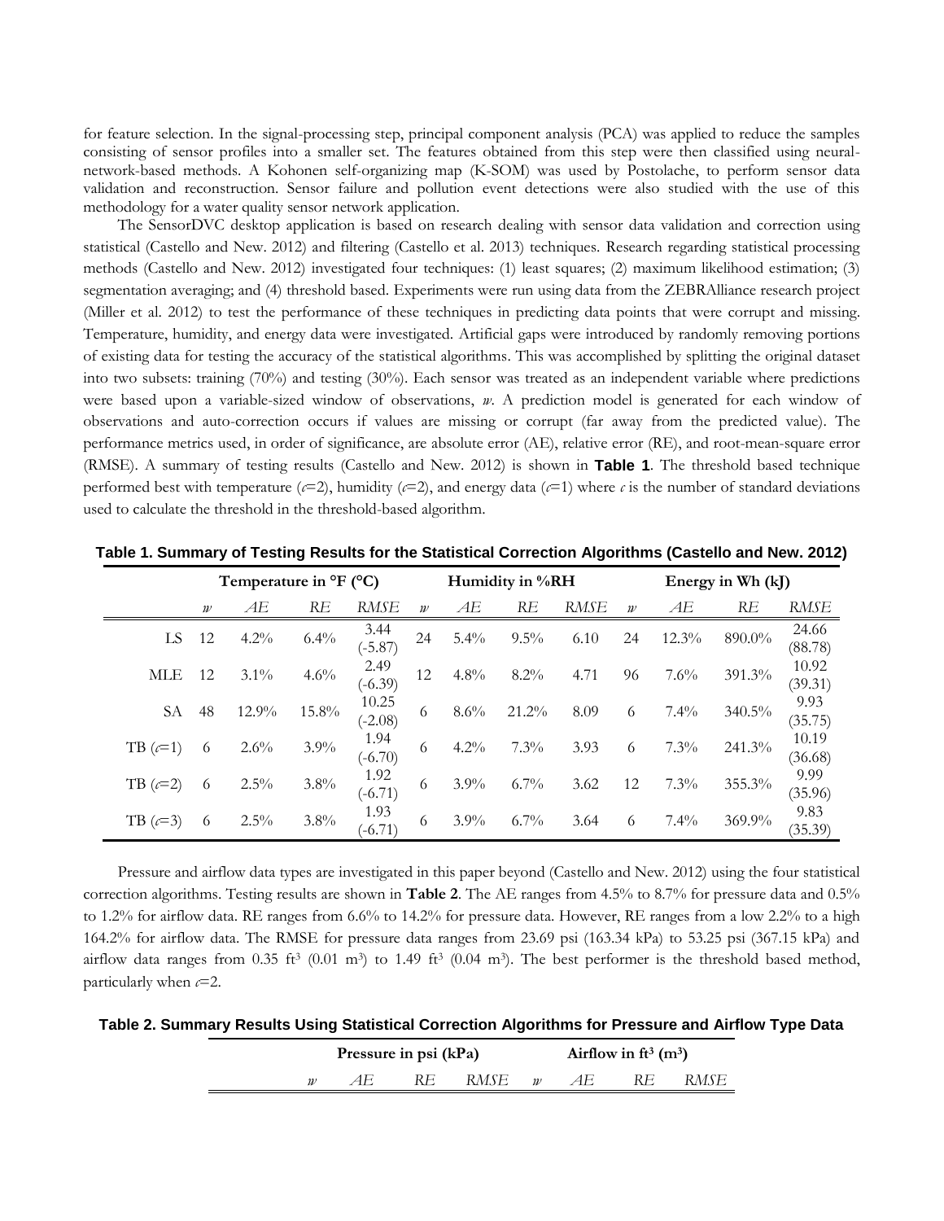for feature selection. In the signal-processing step, principal component analysis (PCA) was applied to reduce the samples consisting of sensor profiles into a smaller set. The features obtained from this step were then classified using neural-network-based methods. A Kohonen self-organizing map (K-SOM) was used by Postolache, to perform sensor data validation and reconstruction. Sensor failure and pollution event detections were also studied with the use of this methodology for a water quality sensor network application.

The SensorDVC desktop application is based on research dealing with sensor data validation and correction using statistical (Castello and New. 2012) and filtering (Castello et al. 2013) techniques. Research regarding statistical processing methods (Castello and New. 2012) investigated four techniques: (1) least squares; (2) maximum likelihood estimation; (3) segmentation averaging; and (4) threshold based. Experiments were run using data from the ZEBRAlliance research project (Miller et al. 2012) to test the performance of these techniques in predicting data points that were corrupt and missing. Temperature, humidity, and energy data were investigated. Artificial gaps were introduced by randomly removing portions of existing data for testing the accuracy of the statistical algorithms. This was accomplished by splitting the original dataset into two subsets: training (70%) and testing (30%). Each sensor was treated as an independent variable where predictions were based upon a variable-sized window of observations, $w$. A prediction model is generated for each window of observations and auto-correction occurs if values are missing or corrupt (far away from the predicted value). The performance metrics used, in order of significance, are absolute error (AE), relative error (RE), and root-mean-square error (RMSE). A summary of testing results (Castello and New. 2012) is shown in **Table 1**. The threshold based technique performed best with temperature ($c$=2), humidity ($c$=2), and energy data ($c$=1) where $c$ is the number of standard deviations used to calculate the threshold in the threshold-based algorithm.

**Table 1. Summary of Testing Results for the Statistical Correction Algorithms (Castello and New. 2012)**

| | Temperature in °F (°C) | | | | Humidity in %RH | | | | Energy in Wh (kJ) | | | |
|---|---|---|---|---|---|---|---|---|---|---|---|---|
| | *w* | *AE* | *RE* | *RMSE* | *w* | *AE* | *RE* | *RMSE* | *w* | *AE* | *RE* | *RMSE* |
| LS | 12 | 4.2% | 6.4% | 3.44 (-5.87) | 24 | 5.4% | 9.5% | 6.10 | 24 | 12.3% | 890.0% | 24.66 (88.78) |
| MLE | 12 | 3.1% | 4.6% | 2.49 (-6.39) | 12 | 4.8% | 8.2% | 4.71 | 96 | 7.6% | 391.3% | 10.92 (39.31) |
| SA | 48 | 12.9% | 15.8% | 10.25 (-2.08) | 6 | 8.6% | 21.2% | 8.09 | 6 | 7.4% | 340.5% | 9.93 (35.75) |
| TB ($c$=1) | 6 | 2.6% | 3.9% | 1.94 (-6.70) | 6 | 4.2% | 7.3% | 3.93 | 6 | 7.3% | 241.3% | 10.19 (36.68) |
| TB ($c$=2) | 6 | 2.5% | 3.8% | 1.92 (-6.71) | 6 | 3.9% | 6.7% | 3.62 | 12 | 7.3% | 355.3% | 9.99 (35.96) |
| TB ($c$=3) | 6 | 2.5% | 3.8% | 1.93 (-6.71) | 6 | 3.9% | 6.7% | 3.64 | 6 | 7.4% | 369.9% | 9.83 (35.39) |

Pressure and airflow data types are investigated in this paper beyond (Castello and New. 2012) using the four statistical correction algorithms. Testing results are shown in **Table 2**. The AE ranges from 4.5% to 8.7% for pressure data and 0.5% to 1.2% for airflow data. RE ranges from 6.6% to 14.2% for pressure data. However, RE ranges from a low 2.2% to a high 164.2% for airflow data. The RMSE for pressure data ranges from 23.69 psi (163.34 kPa) to 53.25 psi (367.15 kPa) and airflow data ranges from 0.35 ft$^3$ (0.01 m$^3$) to 1.49 ft$^3$ (0.04 m$^3$). The best performer is the threshold based method, particularly when $c$=2.

**Table 2. Summary Results Using Statistical Correction Algorithms for Pressure and Airflow Type Data**

| | Pressure in psi (kPa) | | | | Airflow in ft$^3$ (m$^3$) | | | |
|---|---|---|---|---|---|---|---|---|
| | *w* | *AE* | *RE* | *RMSE* | *w* | *AE* | *RE* | *RMSE* |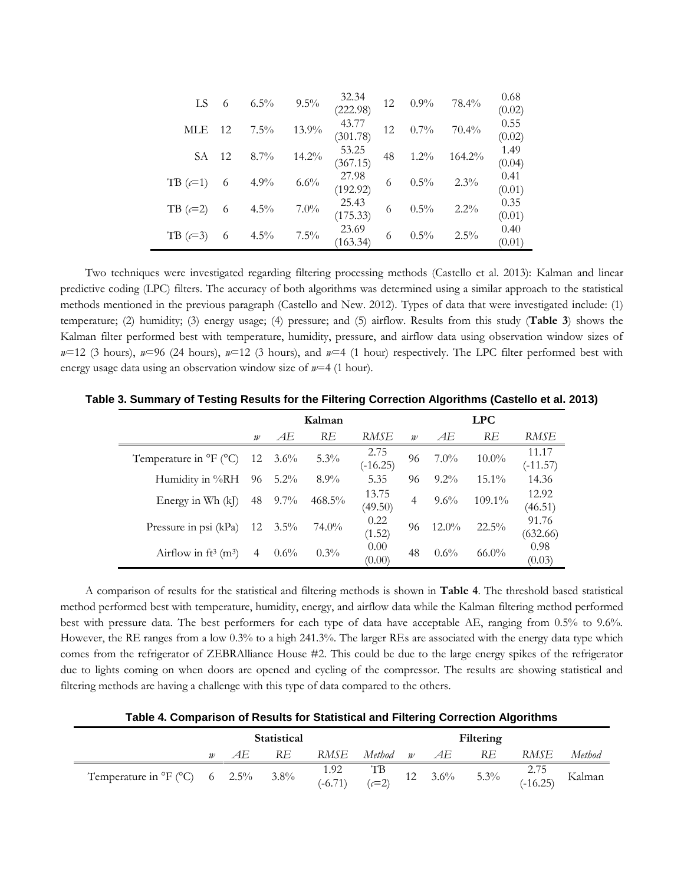| LS | 6 | 6.5% | 9.5% | 32.34 (222.98) | 12 | 0.9% | 78.4% | 0.68 (0.02) |
|---|---|---|---|---|---|---|---|---|
| MLE | 12 | 7.5% | 13.9% | 43.77 (301.78) | 12 | 0.7% | 70.4% | 0.55 (0.02) |
| SA | 12 | 8.7% | 14.2% | 53.25 (367.15) | 48 | 1.2% | 164.2% | 1.49 (0.04) |
| TB ($c$=1) | 6 | 4.9% | 6.6% | 27.98 (192.92) | 6 | 0.5% | 2.3% | 0.41 (0.01) |
| TB ($c$=2) | 6 | 4.5% | 7.0% | 25.43 (175.33) | 6 | 0.5% | 2.2% | 0.35 (0.01) |
| TB ($c$=3) | 6 | 4.5% | 7.5% | 23.69 (163.34) | 6 | 0.5% | 2.5% | 0.40 (0.01) |

Two techniques were investigated regarding filtering processing methods (Castello et al. 2013): Kalman and linear predictive coding (LPC) filters. The accuracy of both algorithms was determined using a similar approach to the statistical methods mentioned in the previous paragraph (Castello and New. 2012). Types of data that were investigated include: (1) temperature; (2) humidity; (3) energy usage; (4) pressure; and (5) airflow. Results from this study (**Table 3**) shows the Kalman filter performed best with temperature, humidity, pressure, and airflow data using observation window sizes of $w$=12 (3 hours), $w$=96 (24 hours), $w$=12 (3 hours), and $w$=4 (1 hour) respectively. The LPC filter performed best with energy usage data using an observation window size of $w$=4 (1 hour).

**Table 3. Summary of Testing Results for the Filtering Correction Algorithms (Castello et al. 2013)**

| | Kalman | | | | LPC | | | |
|---|---|---|---|---|---|---|---|---|
| | *w* | *AE* | *RE* | *RMSE* | *w* | *AE* | *RE* | *RMSE* |
| Temperature in °F (°C) | 12 | 3.6% | 5.3% | 2.75 (-16.25) | 96 | 7.0% | 10.0% | 11.17 (-11.57) |
| Humidity in %RH | 96 | 5.2% | 8.9% | 5.35 | 96 | 9.2% | 15.1% | 14.36 |
| Energy in Wh (kJ) | 48 | 9.7% | 468.5% | 13.75 (49.50) | 4 | 9.6% | 109.1% | 12.92 (46.51) |
| Pressure in psi (kPa) | 12 | 3.5% | 74.0% | 0.22 (1.52) | 96 | 12.0% | 22.5% | 91.76 (632.66) |
| Airflow in ft³ (m³) | 4 | 0.6% | 0.3% | 0.00 (0.00) | 48 | 0.6% | 66.0% | 0.98 (0.03) |

A comparison of results for the statistical and filtering methods is shown in **Table 4**. The threshold based statistical method performed best with temperature, humidity, energy, and airflow data while the Kalman filtering method performed best with pressure data. The best performers for each type of data have acceptable AE, ranging from 0.5% to 9.6%. However, the RE ranges from a low 0.3% to a high 241.3%. The larger REs are associated with the energy data type which comes from the refrigerator of ZEBRAlliance House #2. This could be due to the large energy spikes of the refrigerator due to lights coming on when doors are opened and cycling of the compressor. The results are showing statistical and filtering methods are having a challenge with this type of data compared to the others.

**Table 4. Comparison of Results for Statistical and Filtering Correction Algorithms**

| | Statistical | | | | | Filtering | | | | |
|---|---|---|---|---|---|---|---|---|---|---|
| | *w* | *AE* | *RE* | *RMSE* | *Method* | *w* | *AE* | *RE* | *RMSE* | *Method* |
| Temperature in °F (°C) | 6 | 2.5% | 3.8% | 1.92 (-6.71) | TB ($c$=2) | 12 | 3.6% | 5.3% | 2.75 (-16.25) | Kalman |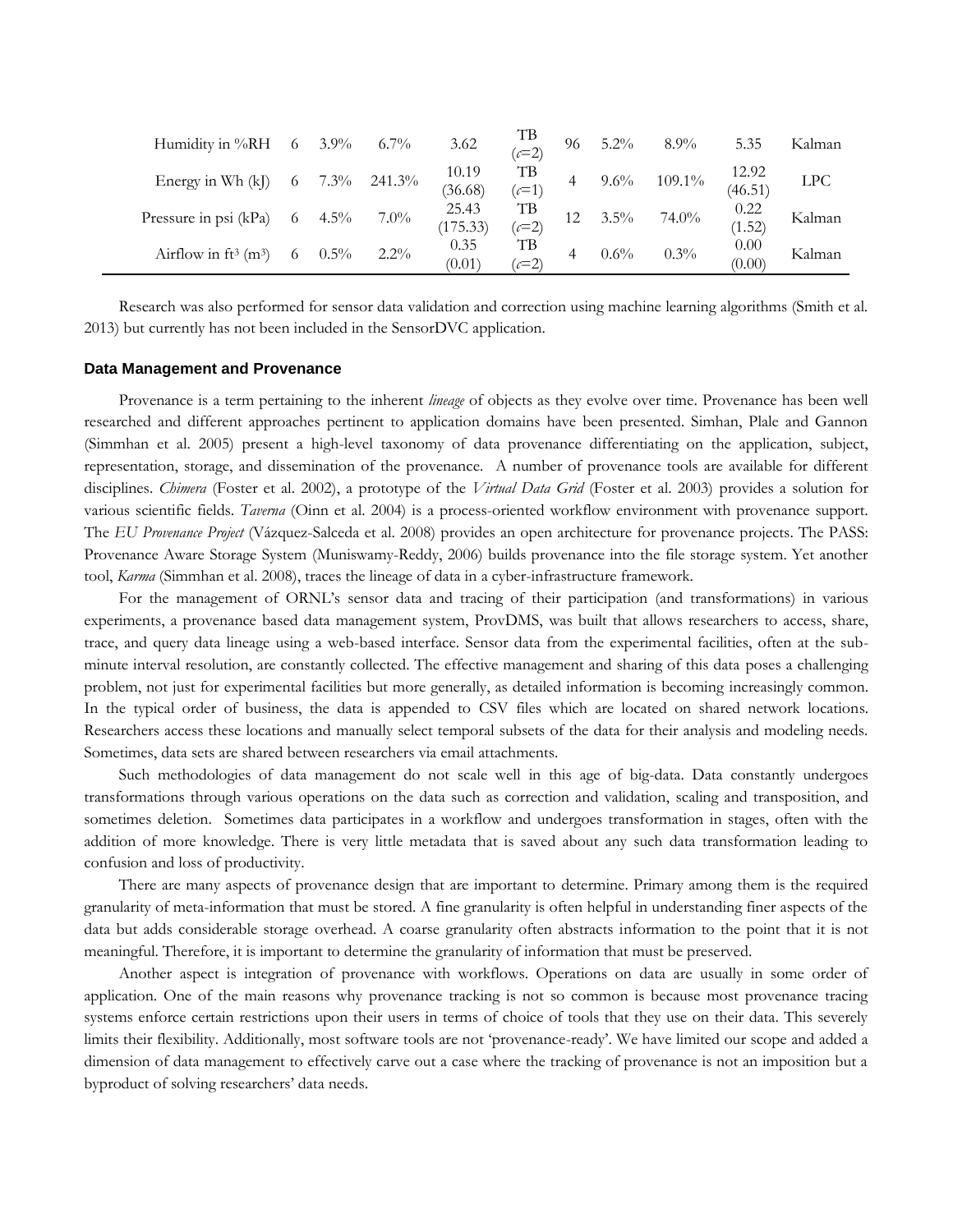| | | | | | | | | | | |
|---|---|---|---|---|---|---|---|---|---|---|
| Humidity in %RH | 6 | 3.9% | 6.7% | 3.62 | TB ($c$=2) | 96 | 5.2% | 8.9% | 5.35 | Kalman |
| Energy in Wh (kJ) | 6 | 7.3% | 241.3% | 10.19 (36.68) | TB ($c$=1) | 4 | 9.6% | 109.1% | 12.92 (46.51) | LPC |
| Pressure in psi (kPa) | 6 | 4.5% | 7.0% | 25.43 (175.33) | TB ($c$=2) | 12 | 3.5% | 74.0% | 0.22 (1.52) | Kalman |
| Airflow in ft$^3$ (m$^3$) | 6 | 0.5% | 2.2% | 0.35 (0.01) | TB ($c$=2) | 4 | 0.6% | 0.3% | 0.00 (0.00) | Kalman |

Research was also performed for sensor data validation and correction using machine learning algorithms (Smith et al. 2013) but currently has not been included in the SensorDVC application.

### Data Management and Provenance

Provenance is a term pertaining to the inherent *lineage* of objects as they evolve over time. Provenance has been well researched and different approaches pertinent to application domains have been presented. Simhan, Plale and Gannon (Simmhan et al. 2005) present a high-level taxonomy of data provenance differentiating on the application, subject, representation, storage, and dissemination of the provenance. A number of provenance tools are available for different disciplines. *Chimera* (Foster et al. 2002), a prototype of the *Virtual Data Grid* (Foster et al. 2003) provides a solution for various scientific fields. *Taverna* (Oinn et al. 2004) is a process-oriented workflow environment with provenance support. The *EU Provenance Project* (Vázquez-Salceda et al. 2008) provides an open architecture for provenance projects. The PASS: Provenance Aware Storage System (Muniswamy-Reddy, 2006) builds provenance into the file storage system. Yet another tool, *Karma* (Simmhan et al. 2008), traces the lineage of data in a cyber-infrastructure framework.

For the management of ORNL's sensor data and tracing of their participation (and transformations) in various experiments, a provenance based data management system, ProvDMS, was built that allows researchers to access, share, trace, and query data lineage using a web-based interface. Sensor data from the experimental facilities, often at the sub-minute interval resolution, are constantly collected. The effective management and sharing of this data poses a challenging problem, not just for experimental facilities but more generally, as detailed information is becoming increasingly common. In the typical order of business, the data is appended to CSV files which are located on shared network locations. Researchers access these locations and manually select temporal subsets of the data for their analysis and modeling needs. Sometimes, data sets are shared between researchers via email attachments.

Such methodologies of data management do not scale well in this age of big-data. Data constantly undergoes transformations through various operations on the data such as correction and validation, scaling and transposition, and sometimes deletion. Sometimes data participates in a workflow and undergoes transformation in stages, often with the addition of more knowledge. There is very little metadata that is saved about any such data transformation leading to confusion and loss of productivity.

There are many aspects of provenance design that are important to determine. Primary among them is the required granularity of meta-information that must be stored. A fine granularity is often helpful in understanding finer aspects of the data but adds considerable storage overhead. A coarse granularity often abstracts information to the point that it is not meaningful. Therefore, it is important to determine the granularity of information that must be preserved.

Another aspect is integration of provenance with workflows. Operations on data are usually in some order of application. One of the main reasons why provenance tracking is not so common is because most provenance tracing systems enforce certain restrictions upon their users in terms of choice of tools that they use on their data. This severely limits their flexibility. Additionally, most software tools are not 'provenance-ready'. We have limited our scope and added a dimension of data management to effectively carve out a case where the tracking of provenance is not an imposition but a byproduct of solving researchers' data needs.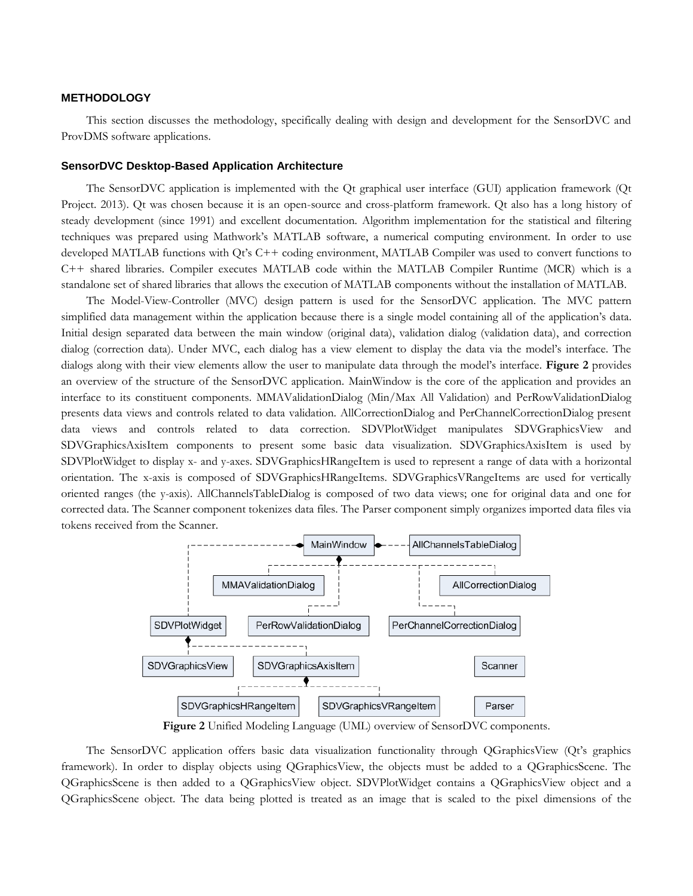## METHODOLOGY

This section discusses the methodology, specifically dealing with design and development for the SensorDVC and ProvDMS software applications.

### SensorDVC Desktop-Based Application Architecture

The SensorDVC application is implemented with the Qt graphical user interface (GUI) application framework (Qt Project. 2013). Qt was chosen because it is an open-source and cross-platform framework. Qt also has a long history of steady development (since 1991) and excellent documentation. Algorithm implementation for the statistical and filtering techniques was prepared using Mathwork's MATLAB software, a numerical computing environment. In order to use developed MATLAB functions with Qt's C++ coding environment, MATLAB Compiler was used to convert functions to C++ shared libraries. Compiler executes MATLAB code within the MATLAB Compiler Runtime (MCR) which is a standalone set of shared libraries that allows the execution of MATLAB components without the installation of MATLAB.

The Model-View-Controller (MVC) design pattern is used for the SensorDVC application. The MVC pattern simplified data management within the application because there is a single model containing all of the application's data. Initial design separated data between the main window (original data), validation dialog (validation data), and correction dialog (correction data). Under MVC, each dialog has a view element to display the data via the model's interface. The dialogs along with their view elements allow the user to manipulate data through the model's interface. **Figure 2** provides an overview of the structure of the SensorDVC application. MainWindow is the core of the application and provides an interface to its constituent components. MMAValidationDialog (Min/Max All Validation) and PerRowValidationDialog presents data views and controls related to data validation. AllCorrectionDialog and PerChannelCorrectionDialog present data views and controls related to data correction. SDVPlotWidget manipulates SDVGraphicsView and SDVGraphicsAxisItem components to present some basic data visualization. SDVGraphicsAxisItem is used by SDVPlotWidget to display x- and y-axes. SDVGraphicsHRangeItem is used to represent a range of data with a horizontal orientation. The x-axis is composed of SDVGraphicsHRangeItems. SDVGraphicsVRangeItems are used for vertically oriented ranges (the y-axis). AllChannelsTableDialog is composed of two data views; one for original data and one for corrected data. The Scanner component tokenizes data files. The Parser component simply organizes imported data files via tokens received from the Scanner.

**Figure 2** Unified Modeling Language (UML) overview of SensorDVC components.

The SensorDVC application offers basic data visualization functionality through QGraphicsView (Qt's graphics framework). In order to display objects using QGraphicsView, the objects must be added to a QGraphicsScene. The QGraphicsScene is then added to a QGraphicsView object. SDVPlotWidget contains a QGraphicsView object and a QGraphicsScene object. The data being plotted is treated as an image that is scaled to the pixel dimensions of the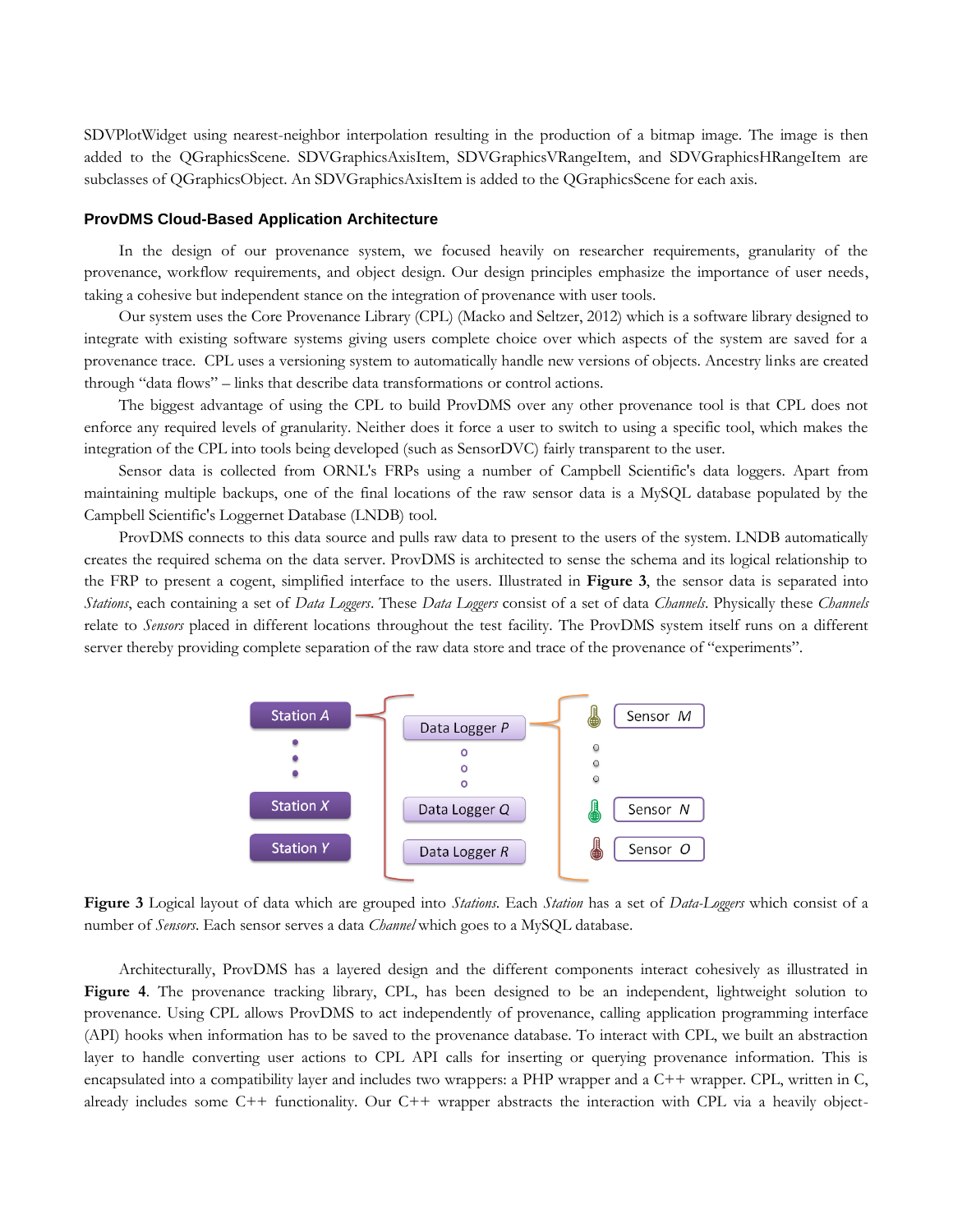SDVPlotWidget using nearest-neighbor interpolation resulting in the production of a bitmap image. The image is then added to the QGraphicsScene. SDVGraphicsAxisItem, SDVGraphicsVRangeItem, and SDVGraphicsHRangeItem are subclasses of QGraphicsObject. An SDVGraphicsAxisItem is added to the QGraphicsScene for each axis.

### ProvDMS Cloud-Based Application Architecture

In the design of our provenance system, we focused heavily on researcher requirements, granularity of the provenance, workflow requirements, and object design. Our design principles emphasize the importance of user needs, taking a cohesive but independent stance on the integration of provenance with user tools.

Our system uses the Core Provenance Library (CPL) (Macko and Seltzer, 2012) which is a software library designed to integrate with existing software systems giving users complete choice over which aspects of the system are saved for a provenance trace. CPL uses a versioning system to automatically handle new versions of objects. Ancestry links are created through "data flows" – links that describe data transformations or control actions.

The biggest advantage of using the CPL to build ProvDMS over any other provenance tool is that CPL does not enforce any required levels of granularity. Neither does it force a user to switch to using a specific tool, which makes the integration of the CPL into tools being developed (such as SensorDVC) fairly transparent to the user.

Sensor data is collected from ORNL's FRPs using a number of Campbell Scientific's data loggers. Apart from maintaining multiple backups, one of the final locations of the raw sensor data is a MySQL database populated by the Campbell Scientific's Loggernet Database (LNDB) tool.

ProvDMS connects to this data source and pulls raw data to present to the users of the system. LNDB automatically creates the required schema on the data server. ProvDMS is architected to sense the schema and its logical relationship to the FRP to present a cogent, simplified interface to the users. Illustrated in **Figure 3**, the sensor data is separated into *Stations*, each containing a set of *Data Loggers*. These *Data Loggers* consist of a set of data *Channels*. Physically these *Channels* relate to *Sensors* placed in different locations throughout the test facility. The ProvDMS system itself runs on a different server thereby providing complete separation of the raw data store and trace of the provenance of "experiments".

**Figure 3** Logical layout of data which are grouped into *Stations*. Each *Station* has a set of *Data-Loggers* which consist of a number of *Sensors*. Each sensor serves a data *Channel* which goes to a MySQL database.

Architecturally, ProvDMS has a layered design and the different components interact cohesively as illustrated in **Figure 4**. The provenance tracking library, CPL, has been designed to be an independent, lightweight solution to provenance. Using CPL allows ProvDMS to act independently of provenance, calling application programming interface (API) hooks when information has to be saved to the provenance database. To interact with CPL, we built an abstraction layer to handle converting user actions to CPL API calls for inserting or querying provenance information. This is encapsulated into a compatibility layer and includes two wrappers: a PHP wrapper and a C++ wrapper. CPL, written in C, already includes some C++ functionality. Our C++ wrapper abstracts the interaction with CPL via a heavily object-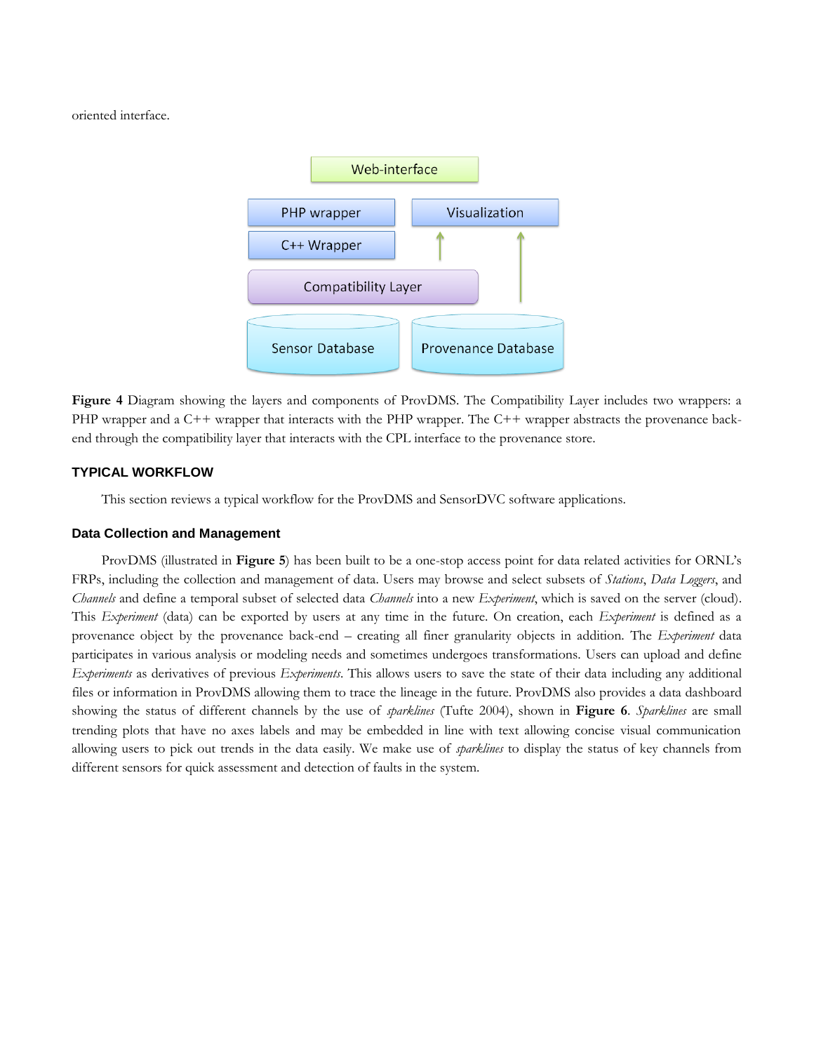oriented interface.

**Figure 4** Diagram showing the layers and components of ProvDMS. The Compatibility Layer includes two wrappers: a PHP wrapper and a C++ wrapper that interacts with the PHP wrapper. The C++ wrapper abstracts the provenance back-end through the compatibility layer that interacts with the CPL interface to the provenance store.

## TYPICAL WORKFLOW

This section reviews a typical workflow for the ProvDMS and SensorDVC software applications.

### Data Collection and Management

ProvDMS (illustrated in **Figure 5**) has been built to be a one-stop access point for data related activities for ORNL's FRPs, including the collection and management of data. Users may browse and select subsets of *Stations*, *Data Loggers*, and *Channels* and define a temporal subset of selected data *Channels* into a new *Experiment*, which is saved on the server (cloud). This *Experiment* (data) can be exported by users at any time in the future. On creation, each *Experiment* is defined as a provenance object by the provenance back-end – creating all finer granularity objects in addition. The *Experiment* data participates in various analysis or modeling needs and sometimes undergoes transformations. Users can upload and define *Experiments* as derivatives of previous *Experiments*. This allows users to save the state of their data including any additional files or information in ProvDMS allowing them to trace the lineage in the future. ProvDMS also provides a data dashboard showing the status of different channels by the use of *sparklines* (Tufte 2004), shown in **Figure 6**. *Sparklines* are small trending plots that have no axes labels and may be embedded in line with text allowing concise visual communication allowing users to pick out trends in the data easily. We make use of *sparklines* to display the status of key channels from different sensors for quick assessment and detection of faults in the system.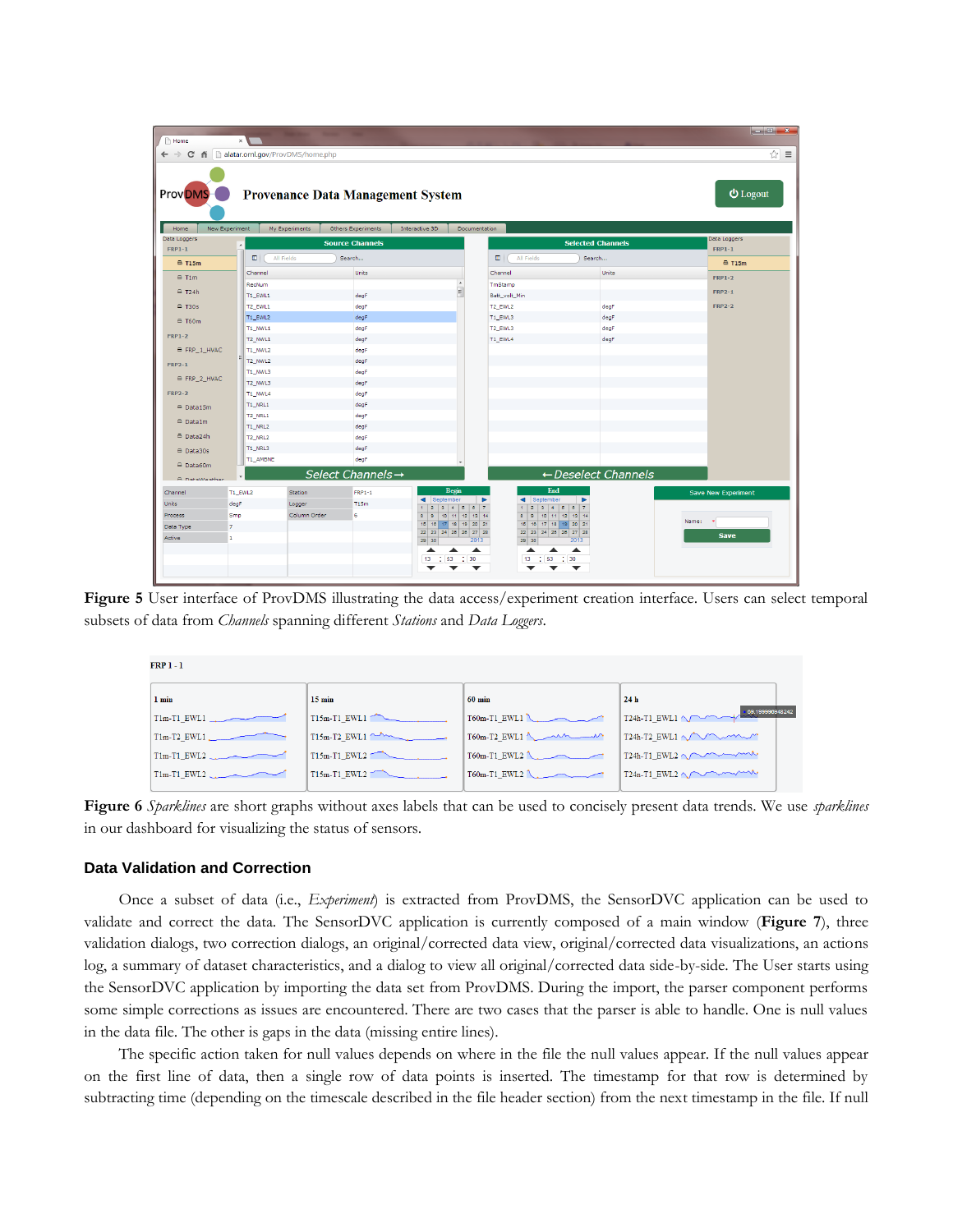**Figure 5** User interface of ProvDMS illustrating the data access/experiment creation interface. Users can select temporal subsets of data from *Channels* spanning different *Stations* and *Data Loggers*.

**Figure 6** *Sparklines* are short graphs without axes labels that can be used to concisely present data trends. We use *sparklines* in our dashboard for visualizing the status of sensors.

## Data Validation and Correction

Once a subset of data (i.e., *Experiment*) is extracted from ProvDMS, the SensorDVC application can be used to validate and correct the data. The SensorDVC application is currently composed of a main window (**Figure 7**), three validation dialogs, two correction dialogs, an original/corrected data view, original/corrected data visualizations, an actions log, a summary of dataset characteristics, and a dialog to view all original/corrected data side-by-side. The User starts using the SensorDVC application by importing the data set from ProvDMS. During the import, the parser component performs some simple corrections as issues are encountered. There are two cases that the parser is able to handle. One is null values in the data file. The other is gaps in the data (missing entire lines).

The specific action taken for null values depends on where in the file the null values appear. If the null values appear on the first line of data, then a single row of data points is inserted. The timestamp for that row is determined by subtracting time (depending on the timescale described in the file header section) from the next timestamp in the file. If null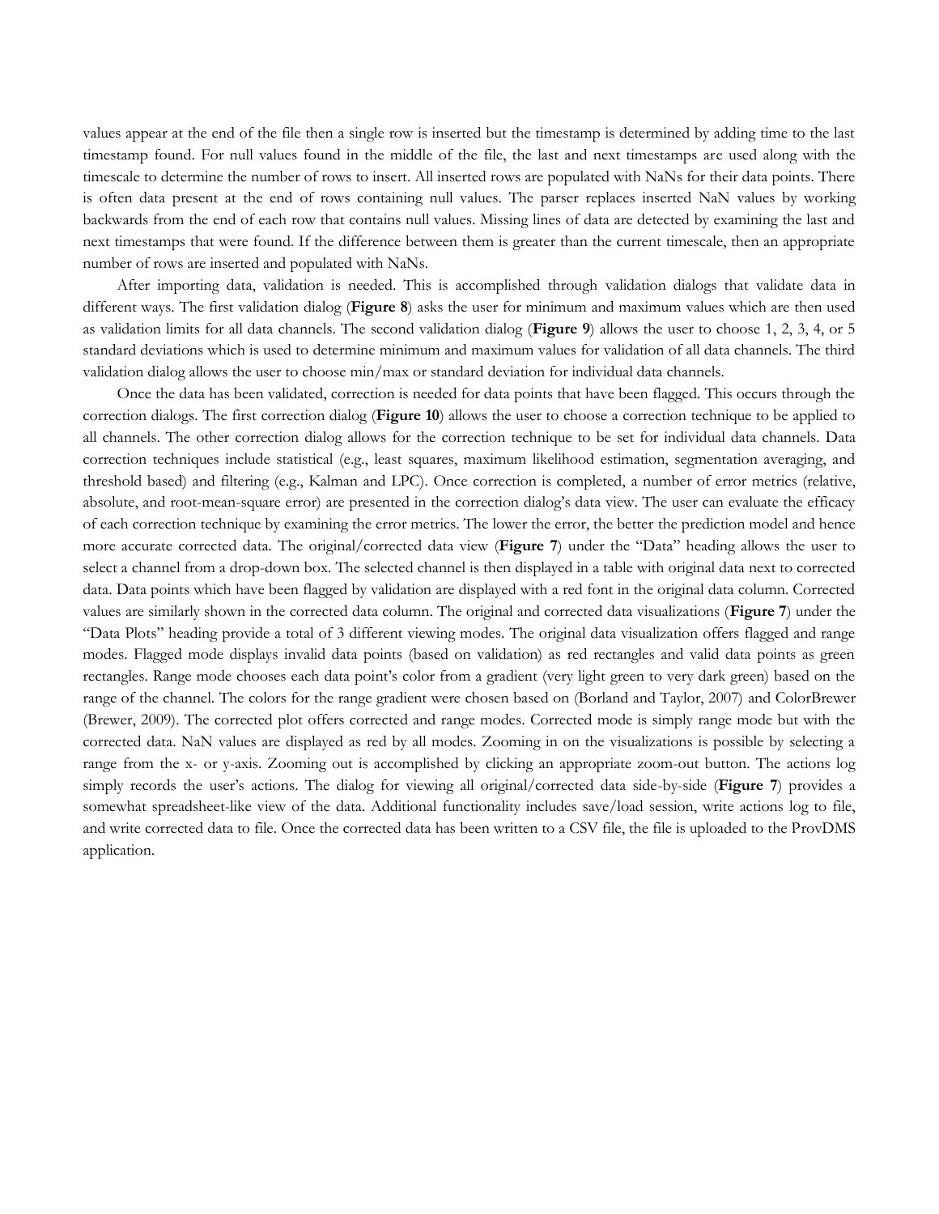values appear at the end of the file then a single row is inserted but the timestamp is determined by adding time to the last timestamp found. For null values found in the middle of the file, the last and next timestamps are used along with the timescale to determine the number of rows to insert. All inserted rows are populated with NaNs for their data points. There is often data present at the end of rows containing null values. The parser replaces inserted NaN values by working backwards from the end of each row that contains null values. Missing lines of data are detected by examining the last and next timestamps that were found. If the difference between them is greater than the current timescale, then an appropriate number of rows are inserted and populated with NaNs.

After importing data, validation is needed. This is accomplished through validation dialogs that validate data in different ways. The first validation dialog (**Figure 8**) asks the user for minimum and maximum values which are then used as validation limits for all data channels. The second validation dialog (**Figure 9**) allows the user to choose 1, 2, 3, 4, or 5 standard deviations which is used to determine minimum and maximum values for validation of all data channels. The third validation dialog allows the user to choose min/max or standard deviation for individual data channels.

Once the data has been validated, correction is needed for data points that have been flagged. This occurs through the correction dialogs. The first correction dialog (**Figure 10**) allows the user to choose a correction technique to be applied to all channels. The other correction dialog allows for the correction technique to be set for individual data channels. Data correction techniques include statistical (e.g., least squares, maximum likelihood estimation, segmentation averaging, and threshold based) and filtering (e.g., Kalman and LPC). Once correction is completed, a number of error metrics (relative, absolute, and root-mean-square error) are presented in the correction dialog's data view. The user can evaluate the efficacy of each correction technique by examining the error metrics. The lower the error, the better the prediction model and hence more accurate corrected data. The original/corrected data view (**Figure 7**) under the "Data" heading allows the user to select a channel from a drop-down box. The selected channel is then displayed in a table with original data next to corrected data. Data points which have been flagged by validation are displayed with a red font in the original data column. Corrected values are similarly shown in the corrected data column. The original and corrected data visualizations (**Figure 7**) under the "Data Plots" heading provide a total of 3 different viewing modes. The original data visualization offers flagged and range modes. Flagged mode displays invalid data points (based on validation) as red rectangles and valid data points as green rectangles. Range mode chooses each data point's color from a gradient (very light green to very dark green) based on the range of the channel. The colors for the range gradient were chosen based on (Borland and Taylor, 2007) and ColorBrewer (Brewer, 2009). The corrected plot offers corrected and range modes. Corrected mode is simply range mode but with the corrected data. NaN values are displayed as red by all modes. Zooming in on the visualizations is possible by selecting a range from the x- or y-axis. Zooming out is accomplished by clicking an appropriate zoom-out button. The actions log simply records the user's actions. The dialog for viewing all original/corrected data side-by-side (**Figure 7**) provides a somewhat spreadsheet-like view of the data. Additional functionality includes save/load session, write actions log to file, and write corrected data to file. Once the corrected data has been written to a CSV file, the file is uploaded to the ProvDMS application.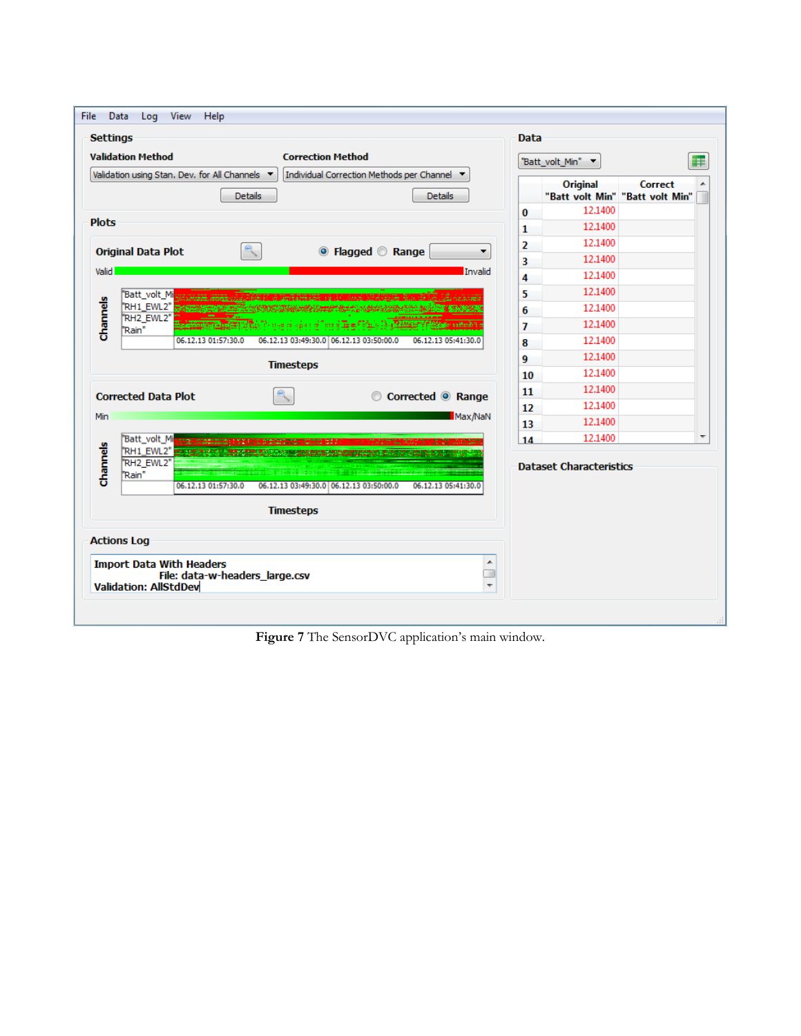**Figure 7** The SensorDVC application's main window.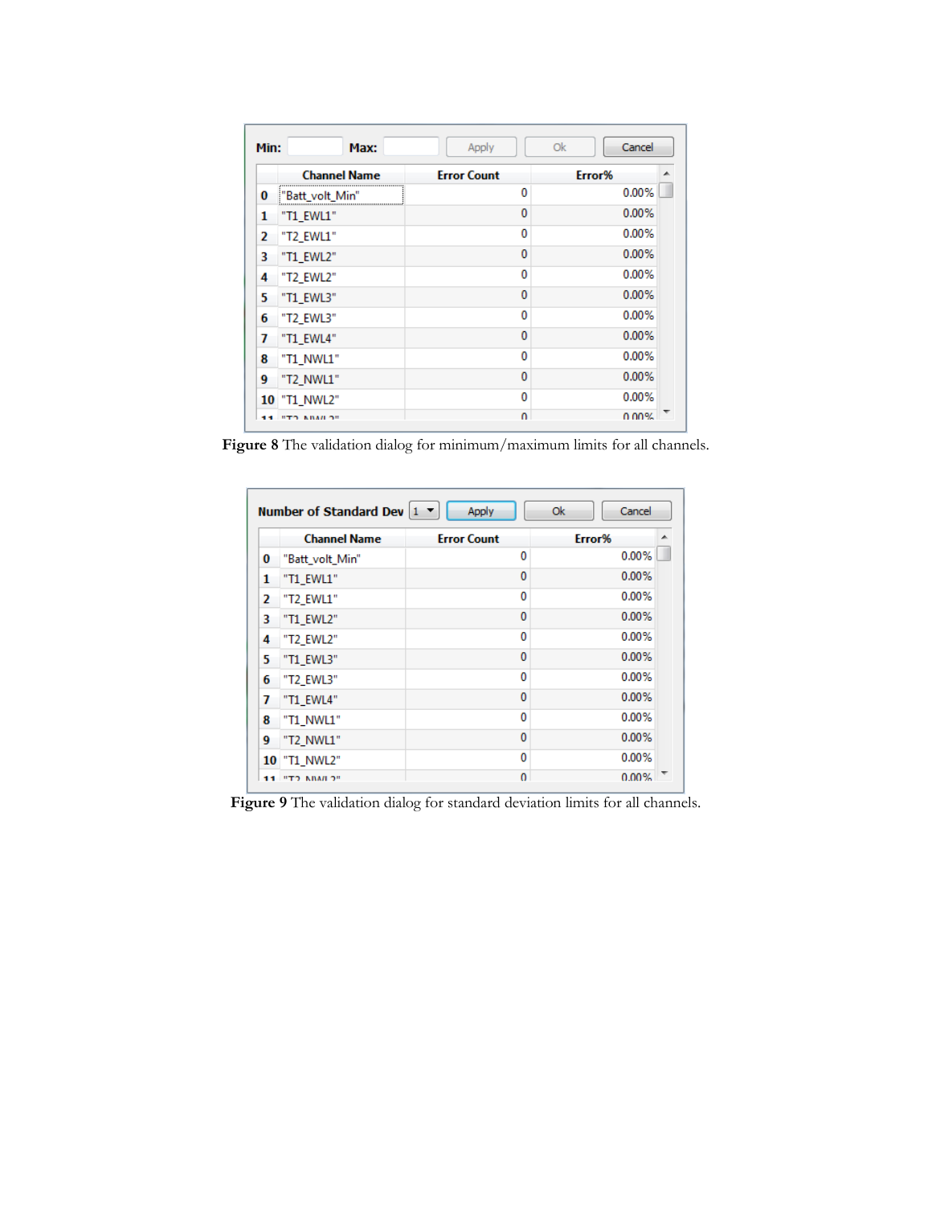| Min: | | Max: | | Apply | Ok | Cancel |
|---|---|---|---|---|---|---|

| | Channel Name | Error Count | Error% |
|---|---|---|---|
| 0 | "Batt_volt_Min" | 0 | 0.00% |
| 1 | "T1_EWL1" | 0 | 0.00% |
| 2 | "T2_EWL1" | 0 | 0.00% |
| 3 | "T1_EWL2" | 0 | 0.00% |
| 4 | "T2_EWL2" | 0 | 0.00% |
| 5 | "T1_EWL3" | 0 | 0.00% |
| 6 | "T2_EWL3" | 0 | 0.00% |
| 7 | "T1_EWL4" | 0 | 0.00% |
| 8 | "T1_NWL1" | 0 | 0.00% |
| 9 | "T2_NWL1" | 0 | 0.00% |
| 10 | "T1_NWL2" | 0 | 0.00% |
| 11 | "T2_NWL2" | 0 | 0.00% |

**Figure 8** The validation dialog for minimum/maximum limits for all channels.

| Number of Standard Dev | 1 | Apply | Ok | Cancel |
|---|---|---|---|---|

| | Channel Name | Error Count | Error% |
|---|---|---|---|
| 0 | "Batt_volt_Min" | 0 | 0.00% |
| 1 | "T1_EWL1" | 0 | 0.00% |
| 2 | "T2_EWL1" | 0 | 0.00% |
| 3 | "T1_EWL2" | 0 | 0.00% |
| 4 | "T2_EWL2" | 0 | 0.00% |
| 5 | "T1_EWL3" | 0 | 0.00% |
| 6 | "T2_EWL3" | 0 | 0.00% |
| 7 | "T1_EWL4" | 0 | 0.00% |
| 8 | "T1_NWL1" | 0 | 0.00% |
| 9 | "T2_NWL1" | 0 | 0.00% |
| 10 | "T1_NWL2" | 0 | 0.00% |
| 11 | "T2_NWL2" | 0 | 0.00% |

**Figure 9** The validation dialog for standard deviation limits for all channels.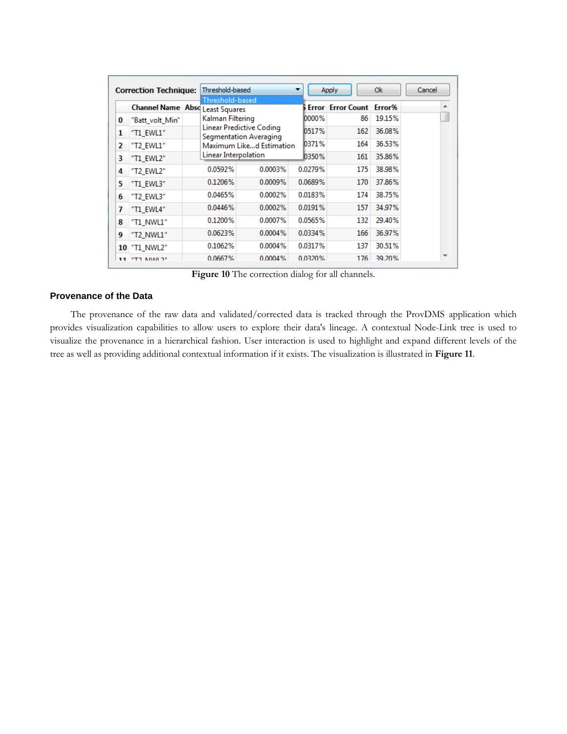Figure 10 The correction dialog for all channels.

## Provenance of the Data

The provenance of the raw data and validated/corrected data is tracked through the ProvDMS application which provides visualization capabilities to allow users to explore their data's lineage. A contextual Node-Link tree is used to visualize the provenance in a hierarchical fashion. User interaction is used to highlight and expand different levels of the tree as well as providing additional contextual information if it exists. The visualization is illustrated in **Figure 11**.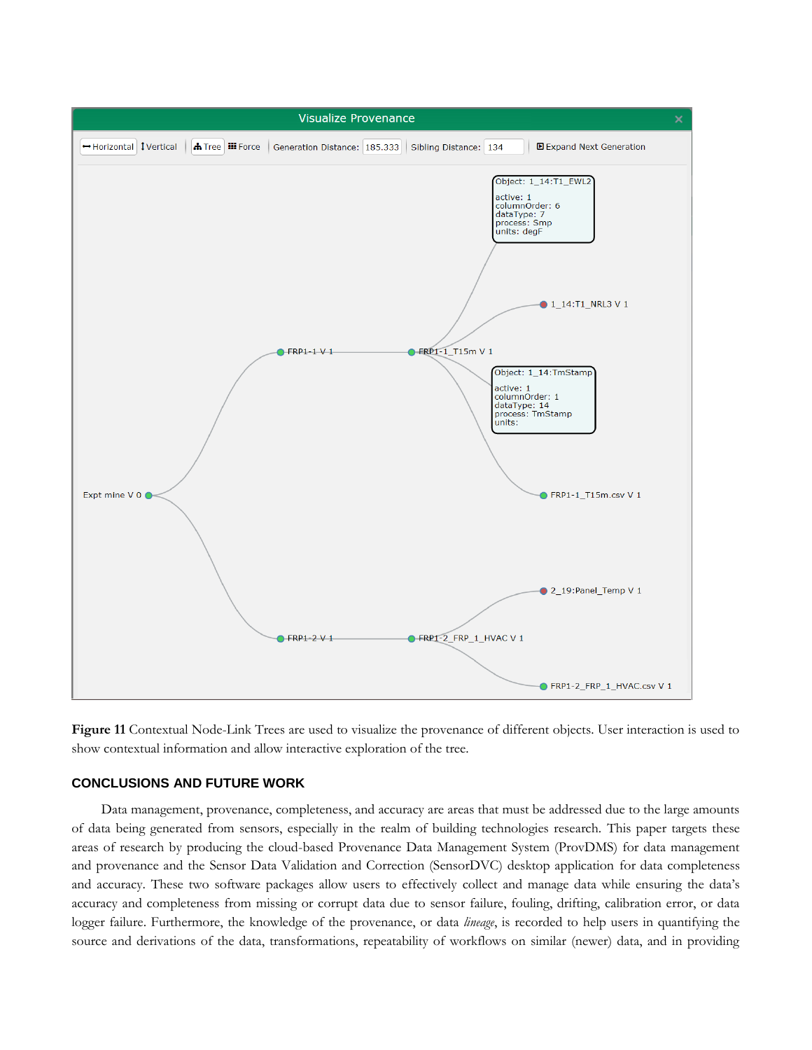**Figure 11** Contextual Node-Link Trees are used to visualize the provenance of different objects. User interaction is used to show contextual information and allow interactive exploration of the tree.

## CONCLUSIONS AND FUTURE WORK

Data management, provenance, completeness, and accuracy are areas that must be addressed due to the large amounts of data being generated from sensors, especially in the realm of building technologies research. This paper targets these areas of research by producing the cloud-based Provenance Data Management System (ProvDMS) for data management and provenance and the Sensor Data Validation and Correction (SensorDVC) desktop application for data completeness and accuracy. These two software packages allow users to effectively collect and manage data while ensuring the data's accuracy and completeness from missing or corrupt data due to sensor failure, fouling, drifting, calibration error, or data logger failure. Furthermore, the knowledge of the provenance, or data *lineage*, is recorded to help users in quantifying the source and derivations of the data, transformations, repeatability of workflows on similar (newer) data, and in providing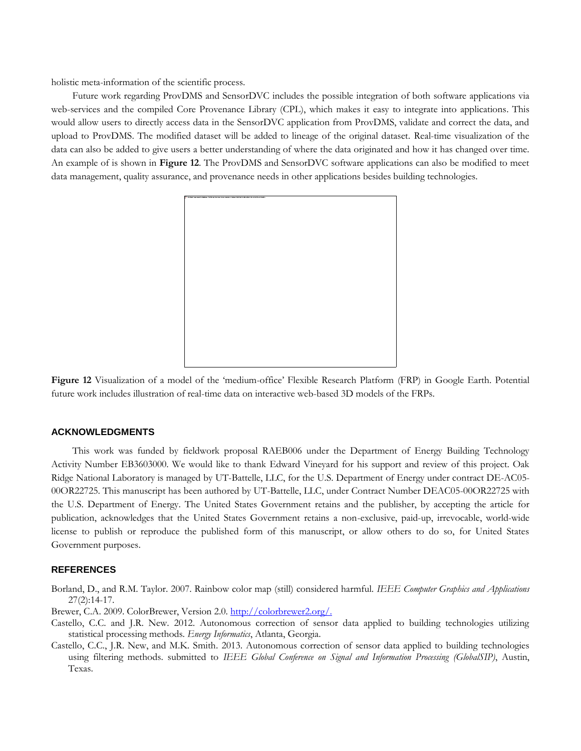holistic meta-information of the scientific process.

Future work regarding ProvDMS and SensorDVC includes the possible integration of both software applications via web-services and the compiled Core Provenance Library (CPL), which makes it easy to integrate into applications. This would allow users to directly access data in the SensorDVC application from ProvDMS, validate and correct the data, and upload to ProvDMS. The modified dataset will be added to lineage of the original dataset. Real-time visualization of the data can also be added to give users a better understanding of where the data originated and how it has changed over time. An example of is shown in **Figure 12**. The ProvDMS and SensorDVC software applications can also be modified to meet data management, quality assurance, and provenance needs in other applications besides building technologies.

**Figure 12** Visualization of a model of the 'medium-office' Flexible Research Platform (FRP) in Google Earth. Potential future work includes illustration of real-time data on interactive web-based 3D models of the FRPs.

## ACKNOWLEDGMENTS

This work was funded by fieldwork proposal RAEB006 under the Department of Energy Building Technology Activity Number EB3603000. We would like to thank Edward Vineyard for his support and review of this project. Oak Ridge National Laboratory is managed by UT-Battelle, LLC, for the U.S. Department of Energy under contract DE-AC05-00OR22725. This manuscript has been authored by UT-Battelle, LLC, under Contract Number DEAC05-00OR22725 with the U.S. Department of Energy. The United States Government retains and the publisher, by accepting the article for publication, acknowledges that the United States Government retains a non-exclusive, paid-up, irrevocable, world-wide license to publish or reproduce the published form of this manuscript, or allow others to do so, for United States Government purposes.

## REFERENCES

Borland, D., and R.M. Taylor. 2007. Rainbow color map (still) considered harmful. *IEEE Computer Graphics and Applications* 27(2):14-17.

Brewer, C.A. 2009. ColorBrewer, Version 2.0. http://colorbrewer2.org/.

Castello, C.C. and J.R. New. 2012. Autonomous correction of sensor data applied to building technologies utilizing statistical processing methods. *Energy Informatics*, Atlanta, Georgia.

Castello, C.C., J.R. New, and M.K. Smith. 2013. Autonomous correction of sensor data applied to building technologies using filtering methods. submitted to *IEEE Global Conference on Signal and Information Processing (GlobalSIP)*, Austin, Texas.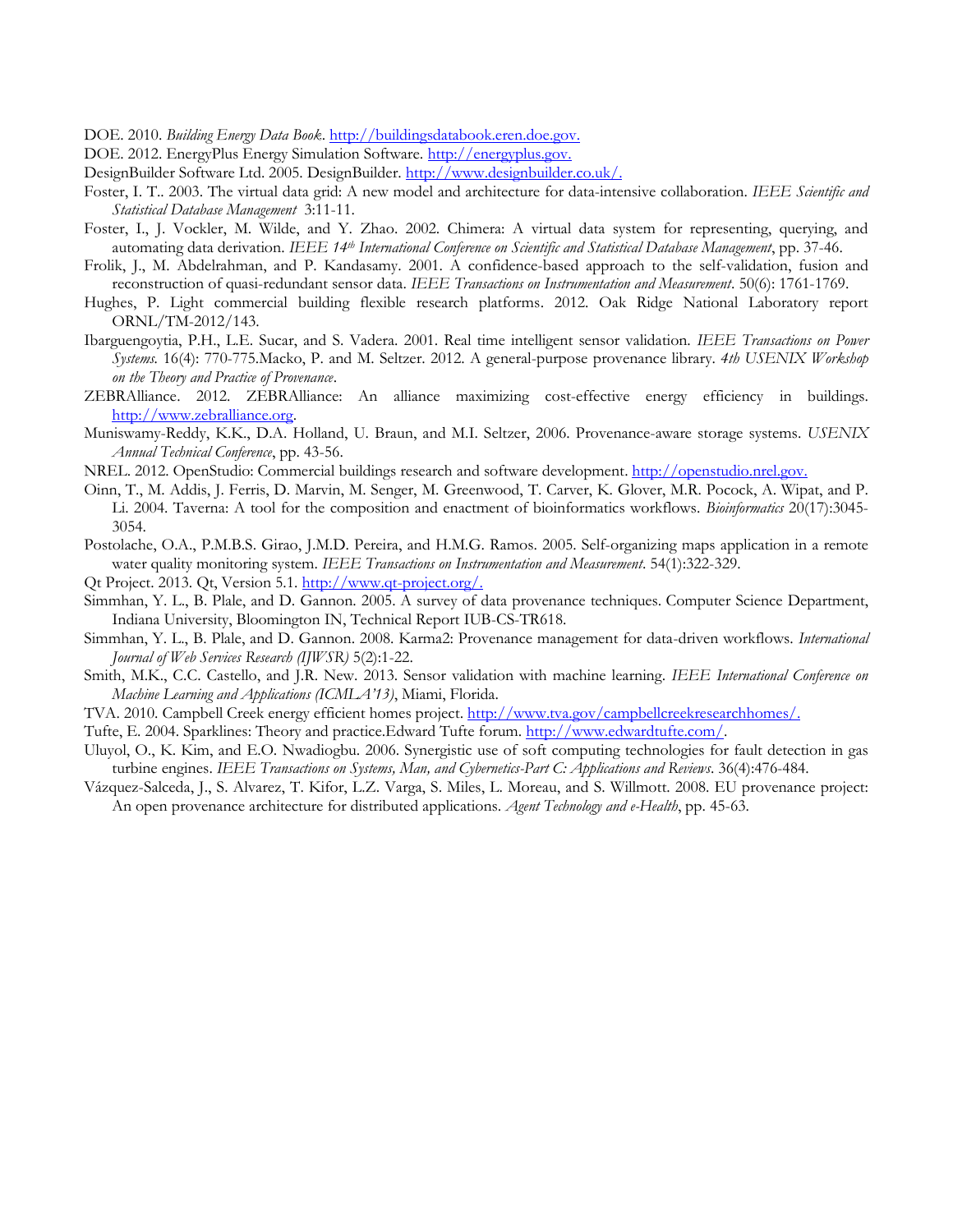DOE. 2010. *Building Energy Data Book*. http://buildingsdatabook.eren.doe.gov.

DOE. 2012. EnergyPlus Energy Simulation Software. http://energyplus.gov.

DesignBuilder Software Ltd. 2005. DesignBuilder. http://www.designbuilder.co.uk/.

Foster, I. T.. 2003. The virtual data grid: A new model and architecture for data-intensive collaboration. *IEEE Scientific and Statistical Database Management* 3:11-11.

Foster, I., J. Vockler, M. Wilde, and Y. Zhao. 2002. Chimera: A virtual data system for representing, querying, and automating data derivation. *IEEE 14th International Conference on Scientific and Statistical Database Management*, pp. 37-46.

Frolik, J., M. Abdelrahman, and P. Kandasamy. 2001. A confidence-based approach to the self-validation, fusion and reconstruction of quasi-redundant sensor data. *IEEE Transactions on Instrumentation and Measurement*. 50(6): 1761-1769.

Hughes, P. Light commercial building flexible research platforms. 2012. Oak Ridge National Laboratory report ORNL/TM-2012/143.

Ibarguengoytia, P.H., L.E. Sucar, and S. Vadera. 2001. Real time intelligent sensor validation. *IEEE Transactions on Power Systems.* 16(4): 770-775.Macko, P. and M. Seltzer. 2012. A general-purpose provenance library. *4th USENIX Workshop on the Theory and Practice of Provenance*.

ZEBRAlliance. 2012. ZEBRAlliance: An alliance maximizing cost-effective energy efficiency in buildings. http://www.zebralliance.org.

Muniswamy-Reddy, K.K., D.A. Holland, U. Braun, and M.I. Seltzer, 2006. Provenance-aware storage systems. *USENIX Annual Technical Conference*, pp. 43-56.

NREL. 2012. OpenStudio: Commercial buildings research and software development. http://openstudio.nrel.gov.

Oinn, T., M. Addis, J. Ferris, D. Marvin, M. Senger, M. Greenwood, T. Carver, K. Glover, M.R. Pocock, A. Wipat, and P. Li. 2004. Taverna: A tool for the composition and enactment of bioinformatics workflows. *Bioinformatics* 20(17):3045-3054.

Postolache, O.A., P.M.B.S. Girao, J.M.D. Pereira, and H.M.G. Ramos. 2005. Self-organizing maps application in a remote water quality monitoring system. *IEEE Transactions on Instrumentation and Measurement*. 54(1):322-329.

Qt Project. 2013. Qt, Version 5.1. http://www.qt-project.org/.

Simmhan, Y. L., B. Plale, and D. Gannon. 2005. A survey of data provenance techniques. Computer Science Department, Indiana University, Bloomington IN, Technical Report IUB-CS-TR618.

Simmhan, Y. L., B. Plale, and D. Gannon. 2008. Karma2: Provenance management for data-driven workflows. *International Journal of Web Services Research (IJWSR)* 5(2):1-22.

Smith, M.K., C.C. Castello, and J.R. New. 2013. Sensor validation with machine learning. *IEEE International Conference on Machine Learning and Applications (ICMLA'13)*, Miami, Florida.

TVA. 2010. Campbell Creek energy efficient homes project. http://www.tva.gov/campbellcreekresearchhomes/.

Tufte, E. 2004. Sparklines: Theory and practice.Edward Tufte forum. http://www.edwardtufte.com/.

Uluyol, O., K. Kim, and E.O. Nwadiogbu. 2006. Synergistic use of soft computing technologies for fault detection in gas turbine engines. *IEEE Transactions on Systems, Man, and Cybernetics-Part C: Applications and Reviews*. 36(4):476-484.

Vázquez-Salceda, J., S. Alvarez, T. Kifor, L.Z. Varga, S. Miles, L. Moreau, and S. Willmott. 2008. EU provenance project: An open provenance architecture for distributed applications. *Agent Technology and e-Health*, pp. 45-63.